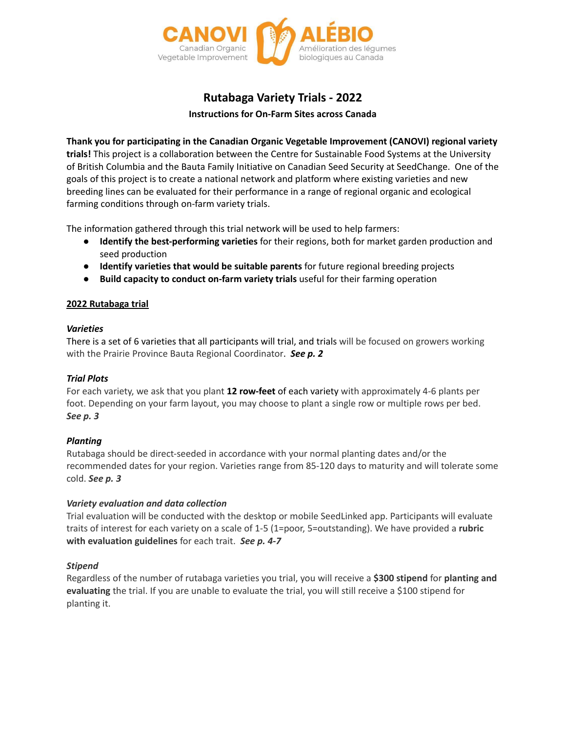CANOVI Canadian Organic Vegetable Improvement | ALÉBIO Amélioration des légumes biologiques au Canada

# Rutabaga Variety Trials - 2022

### Instructions for On-Farm Sites across Canada

**Thank you for participating in the Canadian Organic Vegetable Improvement (CANOVI) regional variety trials!** This project is a collaboration between the Centre for Sustainable Food Systems at the University of British Columbia and the Bauta Family Initiative on Canadian Seed Security at SeedChange. One of the goals of this project is to create a national network and platform where existing varieties and new breeding lines can be evaluated for their performance in a range of regional organic and ecological farming conditions through on-farm variety trials.

The information gathered through this trial network will be used to help farmers:

- **Identify the best-performing varieties** for their regions, both for market garden production and seed production
- **Identify varieties that would be suitable parents** for future regional breeding projects
- **Build capacity to conduct on-farm variety trials** useful for their farming operation

## 2022 Rutabaga trial

### *Varieties*

There is a set of 6 varieties that all participants will trial, and trials will be focused on growers working with the Prairie Province Bauta Regional Coordinator. ***See p. 2***

### *Trial Plots*

For each variety, we ask that you plant **12 row-feet** of each variety with approximately 4-6 plants per foot. Depending on your farm layout, you may choose to plant a single row or multiple rows per bed. ***See p. 3***

### *Planting*

Rutabaga should be direct-seeded in accordance with your normal planting dates and/or the recommended dates for your region. Varieties range from 85-120 days to maturity and will tolerate some cold. ***See p. 3***

### *Variety evaluation and data collection*

Trial evaluation will be conducted with the desktop or mobile SeedLinked app. Participants will evaluate traits of interest for each variety on a scale of 1-5 (1=poor, 5=outstanding). We have provided a **rubric with evaluation guidelines** for each trait. ***See p. 4-7***

### *Stipend*

Regardless of the number of rutabaga varieties you trial, you will receive a **$300 stipend** for **planting and evaluating** the trial. If you are unable to evaluate the trial, you will still receive a $100 stipend for planting it.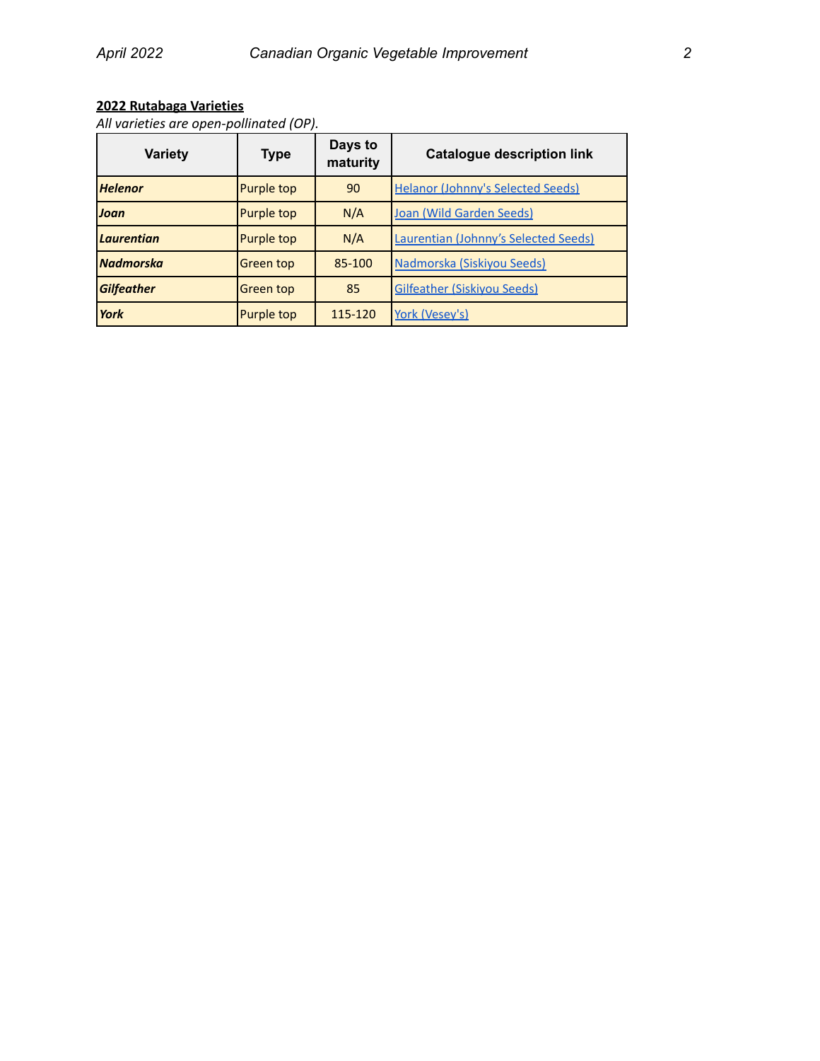**2022 Rutabaga Varieties**

*All varieties are open-pollinated (OP).*

| Variety | Type | Days to maturity | Catalogue description link |
|---|---|---|---|
| ***Helenor*** | Purple top | 90 | Helanor (Johnny's Selected Seeds) |
| ***Joan*** | Purple top | N/A | Joan (Wild Garden Seeds) |
| ***Laurentian*** | Purple top | N/A | Laurentian (Johnny's Selected Seeds) |
| ***Nadmorska*** | Green top | 85-100 | Nadmorska (Siskiyou Seeds) |
| ***Gilfeather*** | Green top | 85 | Gilfeather (Siskiyou Seeds) |
| ***York*** | Purple top | 115-120 | York (Vesey's) |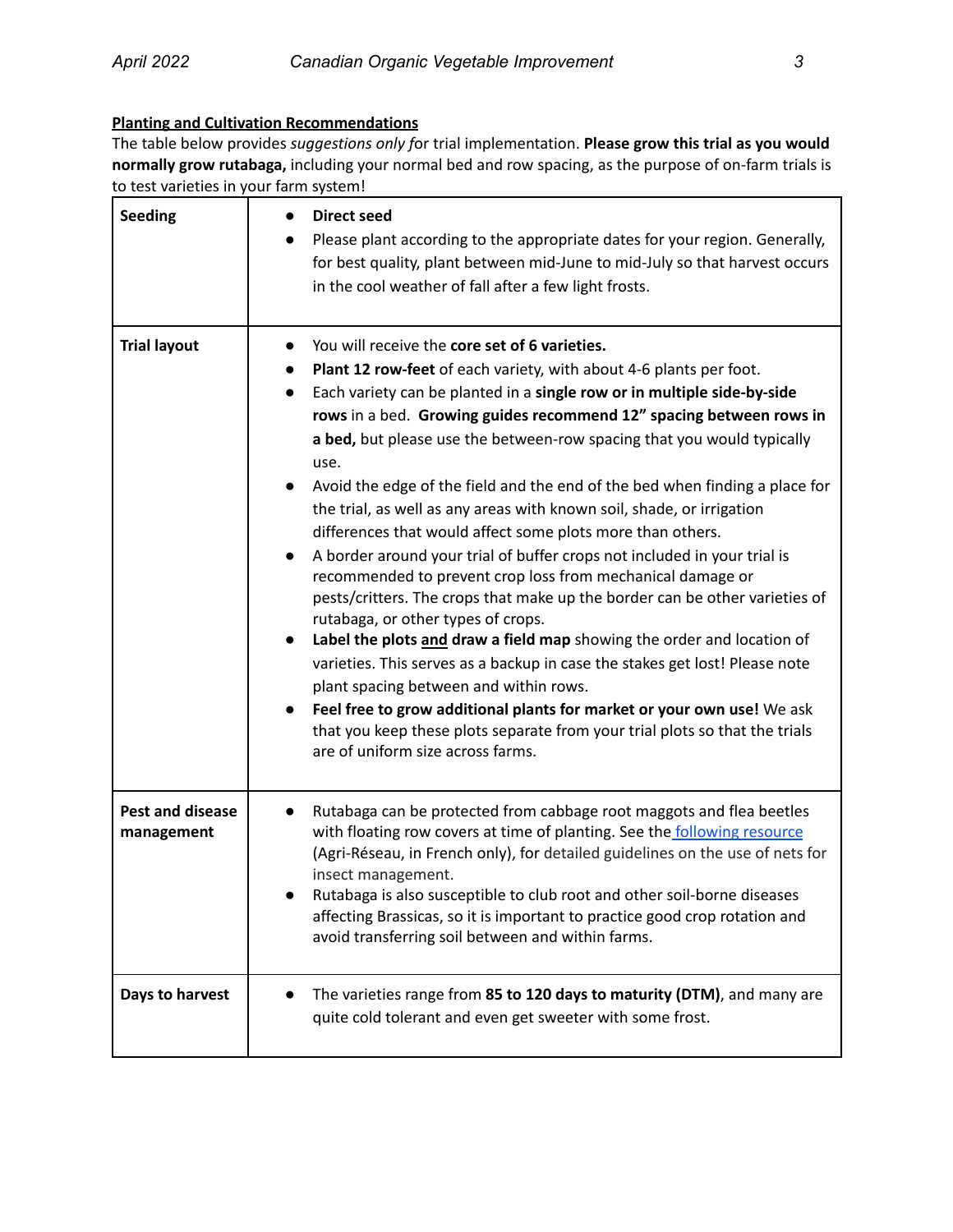**Planning and Cultivation Recommendations**

The table below provides *suggestions only f*or trial implementation. **Please grow this trial as you would normally grow rutabaga,** including your normal bed and row spacing, as the purpose of on-farm trials is to test varieties in your farm system!

| | |
|---|---|
| **Seeding** | • **Direct seed**<br>• Please plant according to the appropriate dates for your region. Generally, for best quality, plant between mid-June to mid-July so that harvest occurs in the cool weather of fall after a few light frosts. |
| **Trial layout** | • You will receive the **core set of 6 varieties.**<br>• **Plant 12 row-feet** of each variety, with about 4-6 plants per foot.<br>• Each variety can be planted in a **single row or in multiple side-by-side rows** in a bed. **Growing guides recommend 12" spacing between rows in a bed,** but please use the between-row spacing that you would typically use.<br>• Avoid the edge of the field and the end of the bed when finding a place for the trial, as well as any areas with known soil, shade, or irrigation differences that would affect some plots more than others.<br>• A border around your trial of buffer crops not included in your trial is recommended to prevent crop loss from mechanical damage or pests/critters. The crops that make up the border can be other varieties of rutabaga, or other types of crops.<br>• **Label the plots <u>and</u> draw a field map** showing the order and location of varieties. This serves as a backup in case the stakes get lost! Please note plant spacing between and within rows.<br>• **Feel free to grow additional plants for market or your own use!** We ask that you keep these plots separate from your trial plots so that the trials are of uniform size across farms. |
| **Pest and disease management** | • Rutabaga can be protected from cabbage root maggots and flea beetles with floating row covers at time of planting. See the [following resource](#) (Agri-Réseau, in French only), for detailed guidelines on the use of nets for insect management.<br>• Rutabaga is also susceptible to club root and other soil-borne diseases affecting Brassicas, so it is important to practice good crop rotation and avoid transferring soil between and within farms. |
| **Days to harvest** | • The varieties range from **85 to 120 days to maturity (DTM)**, and many are quite cold tolerant and even get sweeter with some frost. |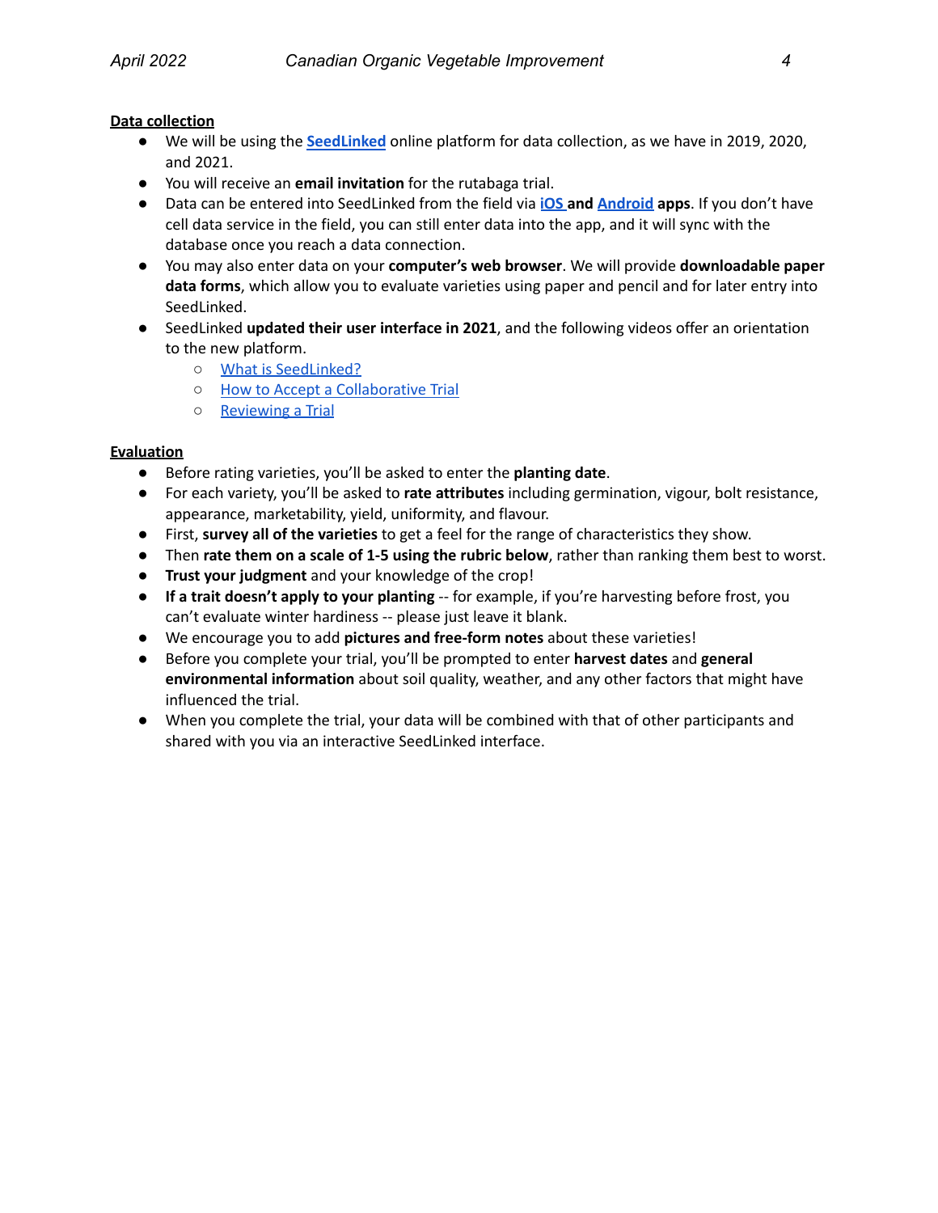**Data collection**

- We will be using the **SeedLinked** online platform for data collection, as we have in 2019, 2020, and 2021.
- You will receive an **email invitation** for the rutabaga trial.
- Data can be entered into SeedLinked from the field via **iOS and Android apps**. If you don't have cell data service in the field, you can still enter data into the app, and it will sync with the database once you reach a data connection.
- You may also enter data on your **computer's web browser**. We will provide **downloadable paper data forms**, which allow you to evaluate varieties using paper and pencil and for later entry into SeedLinked.
- SeedLinked **updated their user interface in 2021**, and the following videos offer an orientation to the new platform.
  - What is SeedLinked?
  - How to Accept a Collaborative Trial
  - Reviewing a Trial

**Evaluation**

- Before rating varieties, you'll be asked to enter the **planting date**.
- For each variety, you'll be asked to **rate attributes** including germination, vigour, bolt resistance, appearance, marketability, yield, uniformity, and flavour.
- First, **survey all of the varieties** to get a feel for the range of characteristics they show.
- Then **rate them on a scale of 1-5 using the rubric below**, rather than ranking them best to worst.
- **Trust your judgment** and your knowledge of the crop!
- **If a trait doesn't apply to your planting** -- for example, if you're harvesting before frost, you can't evaluate winter hardiness -- please just leave it blank.
- We encourage you to add **pictures and free-form notes** about these varieties!
- Before you complete your trial, you'll be prompted to enter **harvest dates** and **general environmental information** about soil quality, weather, and any other factors that might have influenced the trial.
- When you complete the trial, your data will be combined with that of other participants and shared with you via an interactive SeedLinked interface.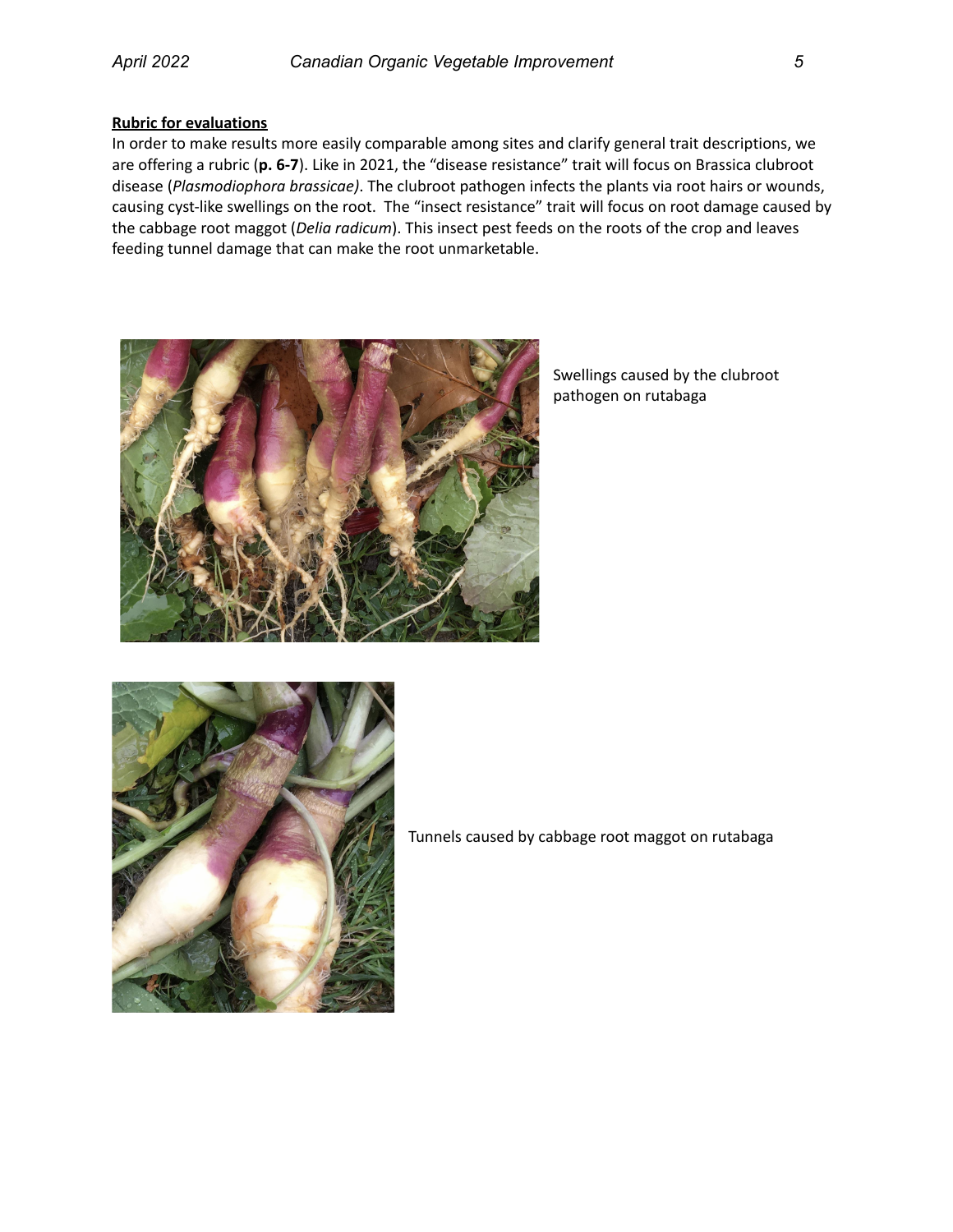**Rubric for evaluations**

In order to make results more easily comparable among sites and clarify general trait descriptions, we are offering a rubric (**p. 6-7**). Like in 2021, the "disease resistance" trait will focus on Brassica clubroot disease (*Plasmodiophora brassicae)*. The clubroot pathogen infects the plants via root hairs or wounds, causing cyst-like swellings on the root. The "insect resistance" trait will focus on root damage caused by the cabbage root maggot (*Delia radicum*). This insect pest feeds on the roots of the crop and leaves feeding tunnel damage that can make the root unmarketable.

Swellings caused by the clubroot pathogen on rutabaga

Tunnels caused by cabbage root maggot on rutabaga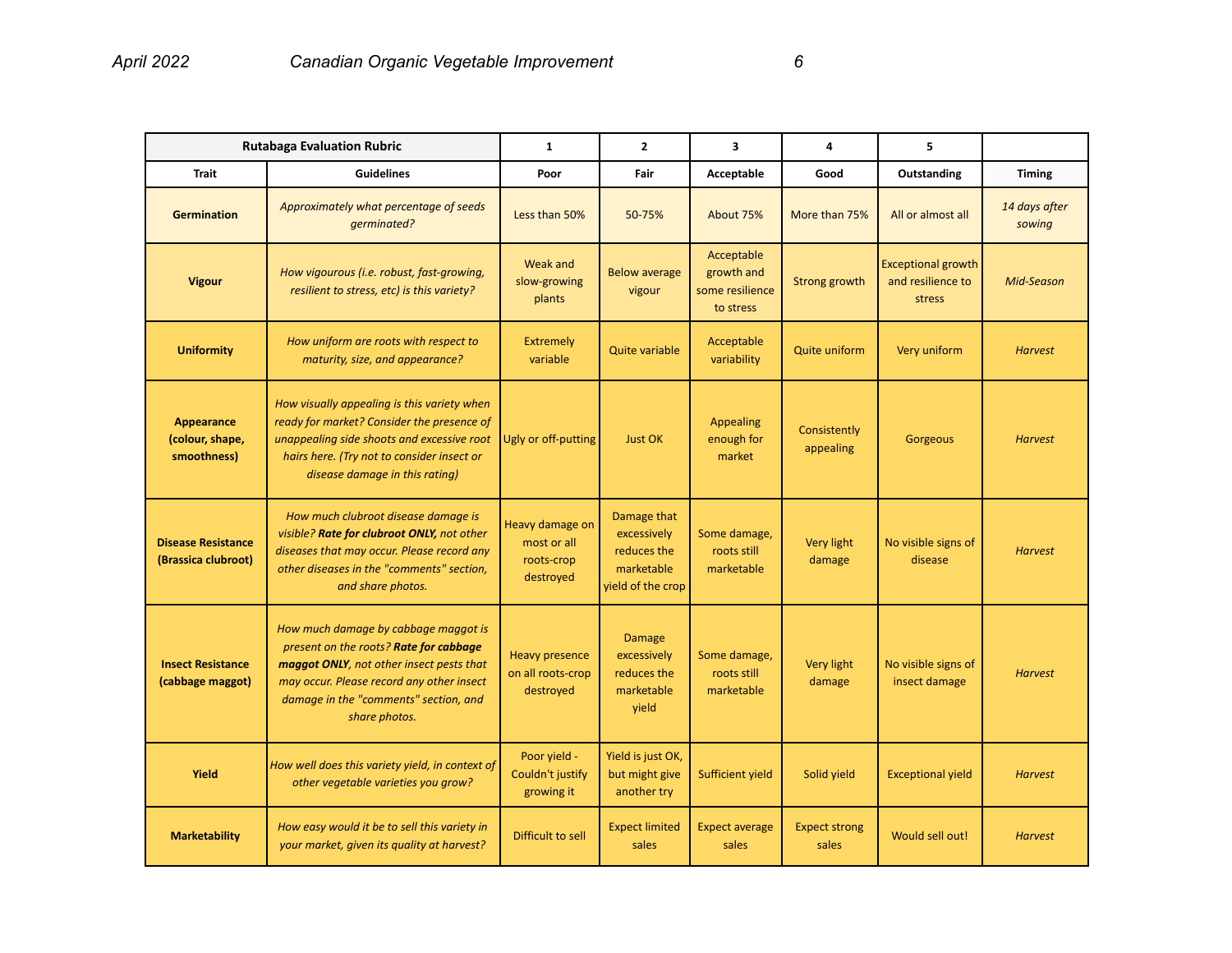| Rutabaga Evaluation Rubric | | 1 | 2 | 3 | 4 | 5 | |
|---|---|---|---|---|---|---|---|
| **Trait** | **Guidelines** | **Poor** | **Fair** | **Acceptable** | **Good** | **Outstanding** | **Timing** |
| **Germination** | *Approximately what percentage of seeds germinated?* | Less than 50% | 50-75% | About 75% | More than 75% | All or almost all | *14 days after sowing* |
| **Vigour** | *How vigourous (i.e. robust, fast-growing, resilient to stress, etc) is this variety?* | Weak and slow-growing plants | Below average vigour | Acceptable growth and some resilience to stress | Strong growth | Exceptional growth and resilience to stress | *Mid-Season* |
| **Uniformity** | *How uniform are roots with respect to maturity, size, and appearance?* | Extremely variable | Quite variable | Acceptable variability | Quite uniform | Very uniform | *Harvest* |
| **Appearance (colour, shape, smoothness)** | *How visually appealing is this variety when ready for market? Consider the presence of unappealing side shoots and excessive root hairs here. (Try not to consider insect or disease damage in this rating)* | Ugly or off-putting | Just OK | Appealing enough for market | Consistently appealing | Gorgeous | *Harvest* |
| **Disease Resistance (Brassica clubroot)** | *How much clubroot disease damage is visible?* ***Rate for clubroot ONLY,*** *not other diseases that may occur. Please record any other diseases in the "comments" section, and share photos.* | Heavy damage on most or all roots-crop destroyed | Damage that excessively reduces the marketable yield of the crop | Some damage, roots still marketable | Very light damage | No visible signs of disease | *Harvest* |
| **Insect Resistance (cabbage maggot)** | *How much damage by cabbage maggot is present on the roots?* ***Rate for cabbage maggot ONLY,*** *not other insect pests that may occur. Please record any other insect damage in the "comments" section, and share photos.* | Heavy presence on all roots-crop destroyed | Damage excessively reduces the marketable yield | Some damage, roots still marketable | Very light damage | No visible signs of insect damage | *Harvest* |
| **Yield** | *How well does this variety yield, in context of other vegetable varieties you grow?* | Poor yield - Couldn't justify growing it | Yield is just OK, but might give another try | Sufficient yield | Solid yield | Exceptional yield | *Harvest* |
| **Marketability** | *How easy would it be to sell this variety in your market, given its quality at harvest?* | Difficult to sell | Expect limited sales | Expect average sales | Expect strong sales | Would sell out! | *Harvest* |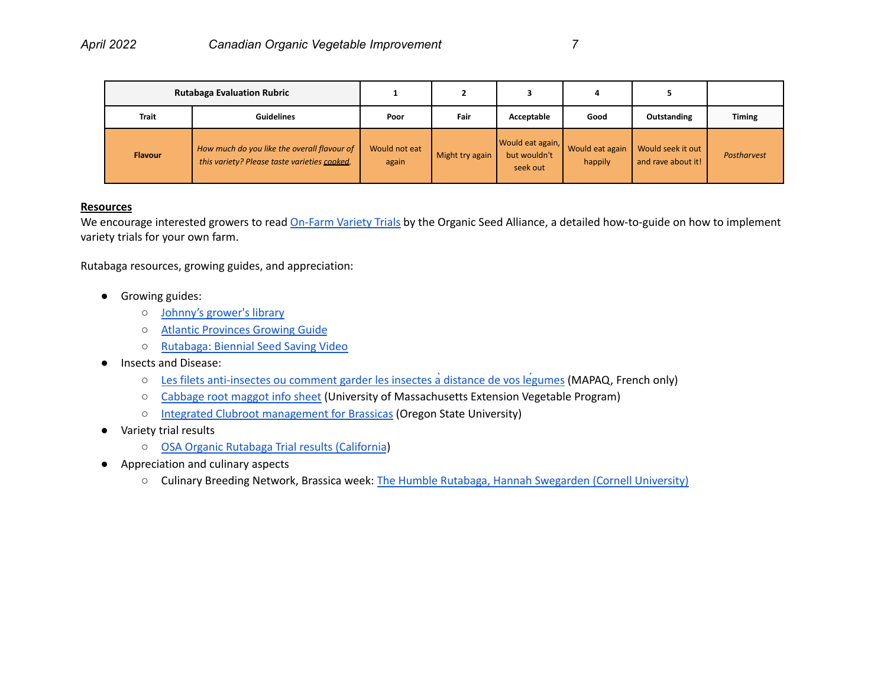| Rutabaga Evaluation Rubric | | 1 | 2 | 3 | 4 | 5 | |
|---|---|---|---|---|---|---|---|
| **Trait** | **Guidelines** | **Poor** | **Fair** | **Acceptable** | **Good** | **Outstanding** | **Timing** |
| **Flavour** | *How much do you like the overall flavour of this variety? Please taste varieties cooked.* | Would not eat again | Might try again | Would eat again, but wouldn't seek out | Would eat again happily | Would seek it out and rave about it! | *Postharvest* |

## Resources

We encourage interested growers to read On-Farm Variety Trials by the Organic Seed Alliance, a detailed how-to-guide on how to implement variety trials for your own farm.

Rutabaga resources, growing guides, and appreciation:

- Growing guides:
  - Johnny's grower's library
  - Atlantic Provinces Growing Guide
  - Rutabaga: Biennial Seed Saving Video
- Insects and Disease:
  - Les filets anti-insectes ou comment garder les insectes à distance de vos légumes (MAPAQ, French only)
  - Cabbage root maggot info sheet (University of Massachusetts Extension Vegetable Program)
  - Integrated Clubroot management for Brassicas (Oregon State University)
- Variety trial results
  - OSA Organic Rutabaga Trial results (California)
- Appreciation and culinary aspects
  - Culinary Breeding Network, Brassica week: The Humble Rutabaga, Hannah Swegarden (Cornell University)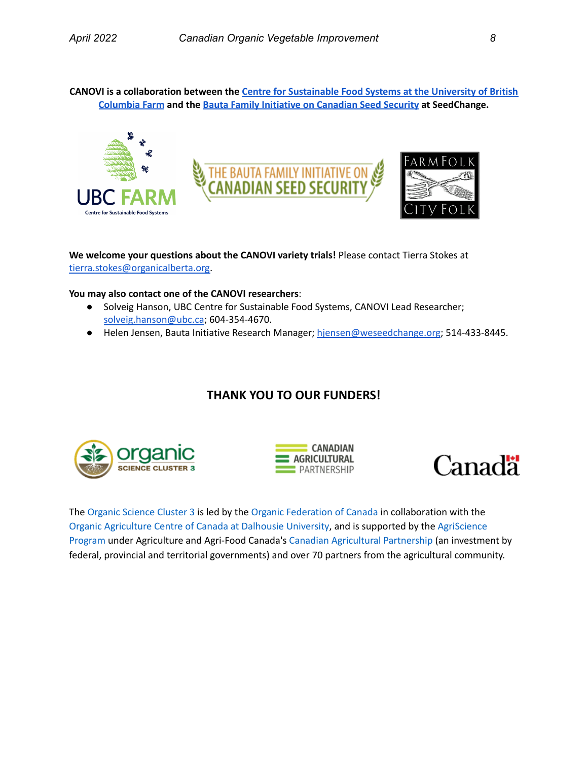**CANOVI is a collaboration between the Centre for Sustainable Food Systems at the University of British Columbia Farm and the Bauta Family Initiative on Canadian Seed Security at SeedChange.**

**We welcome your questions about the CANOVI variety trials!** Please contact Tierra Stokes at tierra.stokes@organicalberta.org.

**You may also contact one of the CANOVI researchers**:

- Solveig Hanson, UBC Centre for Sustainable Food Systems, CANOVI Lead Researcher; solveig.hanson@ubc.ca; 604-354-4670.
- Helen Jensen, Bauta Initiative Research Manager; hjensen@weseedchange.org; 514-433-8445.

## THANK YOU TO OUR FUNDERS!

The Organic Science Cluster 3 is led by the Organic Federation of Canada in collaboration with the Organic Agriculture Centre of Canada at Dalhousie University, and is supported by the AgriScience Program under Agriculture and Agri-Food Canada's Canadian Agricultural Partnership (an investment by federal, provincial and territorial governments) and over 70 partners from the agricultural community.